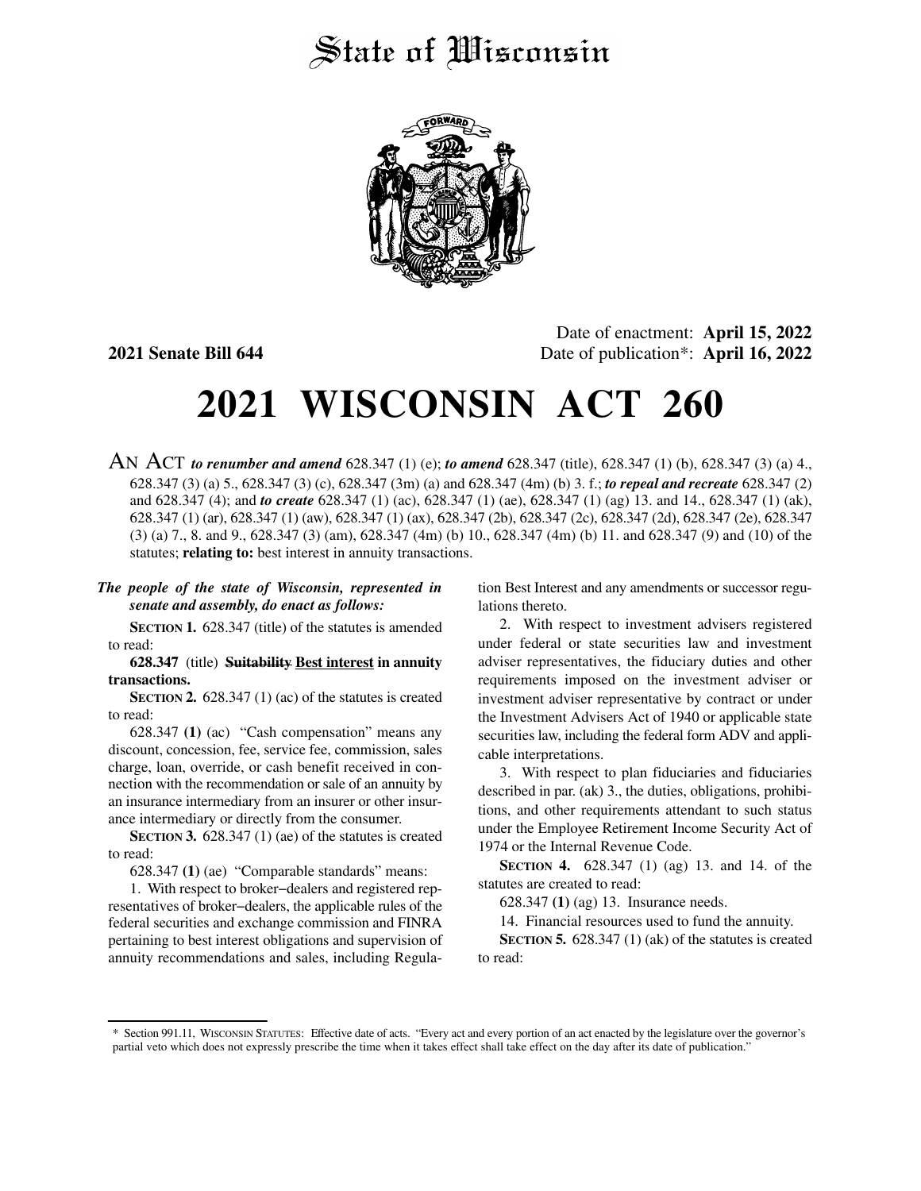# State of Wisconsin

**2021 Senate Bill 644**

Date of enactment: **April 15, 2022**
Date of publication*: **April 16, 2022**

# 2021 WISCONSIN ACT 260

AN ACT ***to renumber and amend*** 628.347 (1) (e); ***to amend*** 628.347 (title), 628.347 (1) (b), 628.347 (3) (a) 4., 628.347 (3) (a) 5., 628.347 (3) (c), 628.347 (3m) (a) and 628.347 (4m) (b) 3. f.; ***to repeal and recreate*** 628.347 (2) and 628.347 (4); and ***to create*** 628.347 (1) (ac), 628.347 (1) (ae), 628.347 (1) (ag) 13. and 14., 628.347 (1) (ak), 628.347 (1) (ar), 628.347 (1) (aw), 628.347 (1) (ax), 628.347 (2b), 628.347 (2c), 628.347 (2d), 628.347 (2e), 628.347 (3) (a) 7., 8. and 9., 628.347 (3) (am), 628.347 (4m) (b) 10., 628.347 (4m) (b) 11. and 628.347 (9) and (10) of the statutes; **relating to:** best interest in annuity transactions.

***The people of the state of Wisconsin, represented in senate and assembly, do enact as follows:***

**SECTION 1.** 628.347 (title) of the statutes is amended to read:

**628.347** (title) ~~**Suitability**~~ **<u>Best interest</u> in annuity transactions.**

**SECTION 2.** 628.347 (1) (ac) of the statutes is created to read:

628.347 **(1)** (ac) "Cash compensation" means any discount, concession, fee, service fee, commission, sales charge, loan, override, or cash benefit received in connection with the recommendation or sale of an annuity by an insurance intermediary from an insurer or other insurance intermediary or directly from the consumer.

**SECTION 3.** 628.347 (1) (ae) of the statutes is created to read:

628.347 **(1)** (ae) "Comparable standards" means:

1. With respect to broker–dealers and registered representatives of broker–dealers, the applicable rules of the federal securities and exchange commission and FINRA pertaining to best interest obligations and supervision of annuity recommendations and sales, including Regulation Best Interest and any amendments or successor regulations thereto.

2. With respect to investment advisers registered under federal or state securities law and investment adviser representatives, the fiduciary duties and other requirements imposed on the investment adviser or investment adviser representative by contract or under the Investment Advisers Act of 1940 or applicable state securities law, including the federal form ADV and applicable interpretations.

3. With respect to plan fiduciaries and fiduciaries described in par. (ak) 3., the duties, obligations, prohibitions, and other requirements attendant to such status under the Employee Retirement Income Security Act of 1974 or the Internal Revenue Code.

**SECTION 4.** 628.347 (1) (ag) 13. and 14. of the statutes are created to read:

628.347 **(1)** (ag) 13. Insurance needs.

14. Financial resources used to fund the annuity.

**SECTION 5.** 628.347 (1) (ak) of the statutes is created to read:

* Section 991.11, WISCONSIN STATUTES: Effective date of acts. "Every act and every portion of an act enacted by the legislature over the governor's partial veto which does not expressly prescribe the time when it takes effect shall take effect on the day after its date of publication."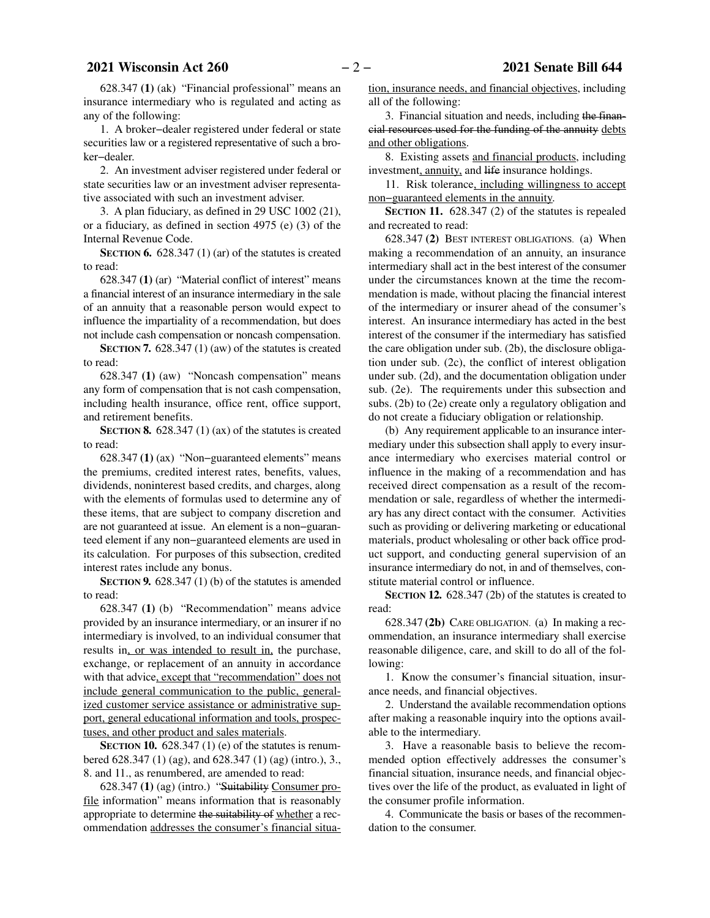628.347 **(1)** (ak) "Financial professional" means an insurance intermediary who is regulated and acting as any of the following:

1. A broker−dealer registered under federal or state securities law or a registered representative of such a broker−dealer.

2. An investment adviser registered under federal or state securities law or an investment adviser representative associated with such an investment adviser.

3. A plan fiduciary, as defined in 29 USC 1002 (21), or a fiduciary, as defined in section 4975 (e) (3) of the Internal Revenue Code.

**SECTION 6.** 628.347 (1) (ar) of the statutes is created to read:

628.347 **(1)** (ar) "Material conflict of interest" means a financial interest of an insurance intermediary in the sale of an annuity that a reasonable person would expect to influence the impartiality of a recommendation, but does not include cash compensation or noncash compensation.

**SECTION 7.** 628.347 (1) (aw) of the statutes is created to read:

628.347 **(1)** (aw) "Noncash compensation" means any form of compensation that is not cash compensation, including health insurance, office rent, office support, and retirement benefits.

**SECTION 8.** 628.347 (1) (ax) of the statutes is created to read:

628.347 **(1)** (ax) "Non−guaranteed elements" means the premiums, credited interest rates, benefits, values, dividends, noninterest based credits, and charges, along with the elements of formulas used to determine any of these items, that are subject to company discretion and are not guaranteed at issue. An element is a non−guaranteed element if any non−guaranteed elements are used in its calculation. For purposes of this subsection, credited interest rates include any bonus.

**SECTION 9.** 628.347 (1) (b) of the statutes is amended to read:

628.347 **(1)** (b) "Recommendation" means advice provided by an insurance intermediary, or an insurer if no intermediary is involved, to an individual consumer that results in, or was intended to result in, the purchase, exchange, or replacement of an annuity in accordance with that advice, except that "recommendation" does not include general communication to the public, generalized customer service assistance or administrative support, general educational information and tools, prospectuses, and other product and sales materials.

**SECTION 10.** 628.347 (1) (e) of the statutes is renumbered 628.347 (1) (ag), and 628.347 (1) (ag) (intro.), 3., 8. and 11., as renumbered, are amended to read:

628.347 **(1)** (ag) (intro.) "~~Suitability~~ Consumer profile information" means information that is reasonably appropriate to determine ~~the suitability of~~ whether a recommendation addresses the consumer's financial situation, insurance needs, and financial objectives, including all of the following:

3. Financial situation and needs, including ~~the financial resources used for the funding of the annuity~~ debts and other obligations.

8. Existing assets and financial products, including investment, annuity, and ~~life~~ insurance holdings.

11. Risk tolerance, including willingness to accept non−guaranteed elements in the annuity.

**SECTION 11.** 628.347 (2) of the statutes is repealed and recreated to read:

628.347 **(2)** BEST INTEREST OBLIGATIONS. (a) When making a recommendation of an annuity, an insurance intermediary shall act in the best interest of the consumer under the circumstances known at the time the recommendation is made, without placing the financial interest of the intermediary or insurer ahead of the consumer's interest. An insurance intermediary has acted in the best interest of the consumer if the intermediary has satisfied the care obligation under sub. (2b), the disclosure obligation under sub. (2c), the conflict of interest obligation under sub. (2d), and the documentation obligation under sub. (2e). The requirements under this subsection and subs. (2b) to (2e) create only a regulatory obligation and do not create a fiduciary obligation or relationship.

(b) Any requirement applicable to an insurance intermediary under this subsection shall apply to every insurance intermediary who exercises material control or influence in the making of a recommendation and has received direct compensation as a result of the recommendation or sale, regardless of whether the intermediary has any direct contact with the consumer. Activities such as providing or delivering marketing or educational materials, product wholesaling or other back office product support, and conducting general supervision of an insurance intermediary do not, in and of themselves, constitute material control or influence.

**SECTION 12.** 628.347 (2b) of the statutes is created to read:

628.347 **(2b)** CARE OBLIGATION. (a) In making a recommendation, an insurance intermediary shall exercise reasonable diligence, care, and skill to do all of the following:

1. Know the consumer's financial situation, insurance needs, and financial objectives.

2. Understand the available recommendation options after making a reasonable inquiry into the options available to the intermediary.

3. Have a reasonable basis to believe the recommended option effectively addresses the consumer's financial situation, insurance needs, and financial objectives over the life of the product, as evaluated in light of the consumer profile information.

4. Communicate the basis or bases of the recommendation to the consumer.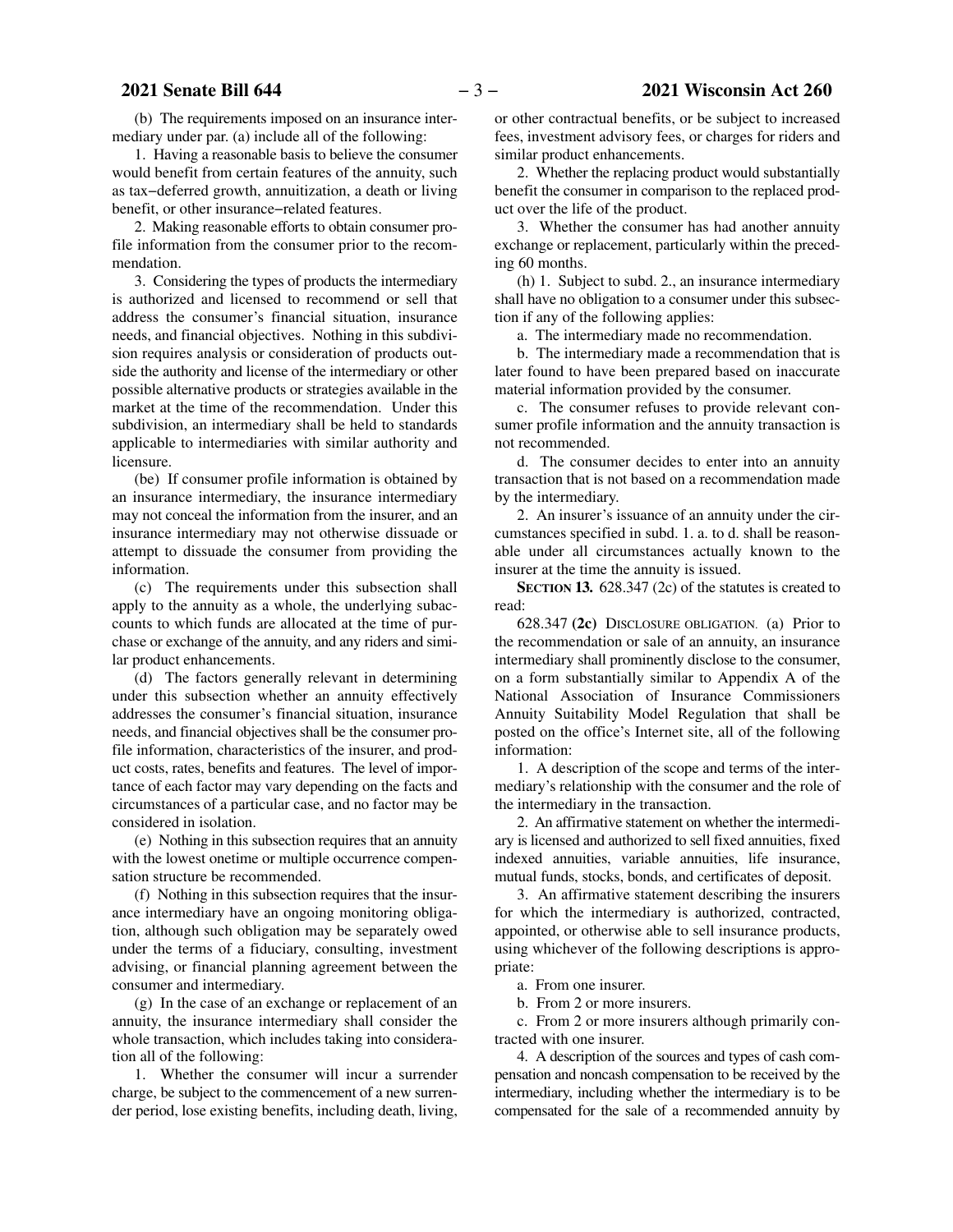(b) The requirements imposed on an insurance intermediary under par. (a) include all of the following:

1. Having a reasonable basis to believe the consumer would benefit from certain features of the annuity, such as tax−deferred growth, annuitization, a death or living benefit, or other insurance−related features.

2. Making reasonable efforts to obtain consumer profile information from the consumer prior to the recommendation.

3. Considering the types of products the intermediary is authorized and licensed to recommend or sell that address the consumer's financial situation, insurance needs, and financial objectives. Nothing in this subdivision requires analysis or consideration of products outside the authority and license of the intermediary or other possible alternative products or strategies available in the market at the time of the recommendation. Under this subdivision, an intermediary shall be held to standards applicable to intermediaries with similar authority and licensure.

(be) If consumer profile information is obtained by an insurance intermediary, the insurance intermediary may not conceal the information from the insurer, and an insurance intermediary may not otherwise dissuade or attempt to dissuade the consumer from providing the information.

(c) The requirements under this subsection shall apply to the annuity as a whole, the underlying subaccounts to which funds are allocated at the time of purchase or exchange of the annuity, and any riders and similar product enhancements.

(d) The factors generally relevant in determining under this subsection whether an annuity effectively addresses the consumer's financial situation, insurance needs, and financial objectives shall be the consumer profile information, characteristics of the insurer, and product costs, rates, benefits and features. The level of importance of each factor may vary depending on the facts and circumstances of a particular case, and no factor may be considered in isolation.

(e) Nothing in this subsection requires that an annuity with the lowest onetime or multiple occurrence compensation structure be recommended.

(f) Nothing in this subsection requires that the insurance intermediary have an ongoing monitoring obligation, although such obligation may be separately owed under the terms of a fiduciary, consulting, investment advising, or financial planning agreement between the consumer and intermediary.

(g) In the case of an exchange or replacement of an annuity, the insurance intermediary shall consider the whole transaction, which includes taking into consideration all of the following:

1. Whether the consumer will incur a surrender charge, be subject to the commencement of a new surrender period, lose existing benefits, including death, living, or other contractual benefits, or be subject to increased fees, investment advisory fees, or charges for riders and similar product enhancements.

2. Whether the replacing product would substantially benefit the consumer in comparison to the replaced product over the life of the product.

3. Whether the consumer has had another annuity exchange or replacement, particularly within the preceding 60 months.

(h) 1. Subject to subd. 2., an insurance intermediary shall have no obligation to a consumer under this subsection if any of the following applies:

a. The intermediary made no recommendation.

b. The intermediary made a recommendation that is later found to have been prepared based on inaccurate material information provided by the consumer.

c. The consumer refuses to provide relevant consumer profile information and the annuity transaction is not recommended.

d. The consumer decides to enter into an annuity transaction that is not based on a recommendation made by the intermediary.

2. An insurer's issuance of an annuity under the circumstances specified in subd. 1. a. to d. shall be reasonable under all circumstances actually known to the insurer at the time the annuity is issued.

**SECTION 13.** 628.347 (2c) of the statutes is created to read:

628.347 **(2c)** DISCLOSURE OBLIGATION. (a) Prior to the recommendation or sale of an annuity, an insurance intermediary shall prominently disclose to the consumer, on a form substantially similar to Appendix A of the National Association of Insurance Commissioners Annuity Suitability Model Regulation that shall be posted on the office's Internet site, all of the following information:

1. A description of the scope and terms of the intermediary's relationship with the consumer and the role of the intermediary in the transaction.

2. An affirmative statement on whether the intermediary is licensed and authorized to sell fixed annuities, fixed indexed annuities, variable annuities, life insurance, mutual funds, stocks, bonds, and certificates of deposit.

3. An affirmative statement describing the insurers for which the intermediary is authorized, contracted, appointed, or otherwise able to sell insurance products, using whichever of the following descriptions is appropriate:

a. From one insurer.

b. From 2 or more insurers.

c. From 2 or more insurers although primarily contracted with one insurer.

4. A description of the sources and types of cash compensation and noncash compensation to be received by the intermediary, including whether the intermediary is to be compensated for the sale of a recommended annuity by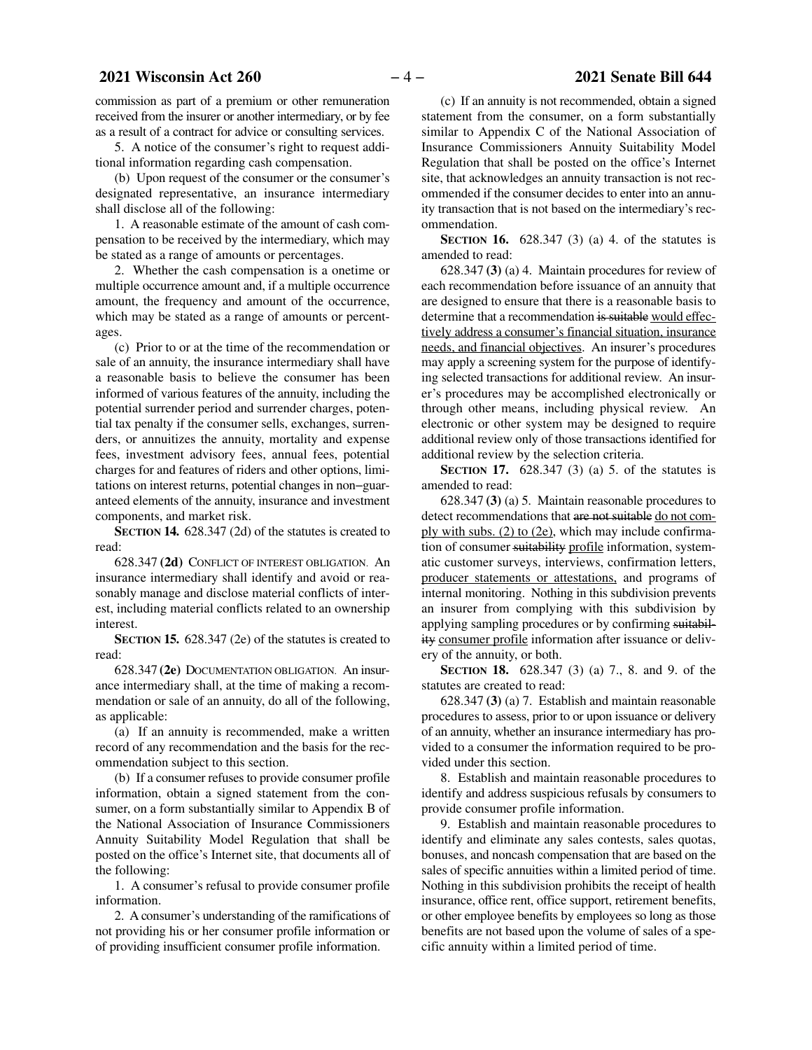commission as part of a premium or other remuneration received from the insurer or another intermediary, or by fee as a result of a contract for advice or consulting services.

5. A notice of the consumer's right to request additional information regarding cash compensation.

(b) Upon request of the consumer or the consumer's designated representative, an insurance intermediary shall disclose all of the following:

1. A reasonable estimate of the amount of cash compensation to be received by the intermediary, which may be stated as a range of amounts or percentages.

2. Whether the cash compensation is a onetime or multiple occurrence amount and, if a multiple occurrence amount, the frequency and amount of the occurrence, which may be stated as a range of amounts or percentages.

(c) Prior to or at the time of the recommendation or sale of an annuity, the insurance intermediary shall have a reasonable basis to believe the consumer has been informed of various features of the annuity, including the potential surrender period and surrender charges, potential tax penalty if the consumer sells, exchanges, surrenders, or annuitizes the annuity, mortality and expense fees, investment advisory fees, annual fees, potential charges for and features of riders and other options, limitations on interest returns, potential changes in non-guaranteed elements of the annuity, insurance and investment components, and market risk.

**SECTION 14.** 628.347 (2d) of the statutes is created to read:

628.347 **(2d)** CONFLICT OF INTEREST OBLIGATION. An insurance intermediary shall identify and avoid or reasonably manage and disclose material conflicts of interest, including material conflicts related to an ownership interest.

**SECTION 15.** 628.347 (2e) of the statutes is created to read:

628.347 **(2e)** DOCUMENTATION OBLIGATION. An insurance intermediary shall, at the time of making a recommendation or sale of an annuity, do all of the following, as applicable:

(a) If an annuity is recommended, make a written record of any recommendation and the basis for the recommendation subject to this section.

(b) If a consumer refuses to provide consumer profile information, obtain a signed statement from the consumer, on a form substantially similar to Appendix B of the National Association of Insurance Commissioners Annuity Suitability Model Regulation that shall be posted on the office's Internet site, that documents all of the following:

1. A consumer's refusal to provide consumer profile information.

2. A consumer's understanding of the ramifications of not providing his or her consumer profile information or of providing insufficient consumer profile information.

(c) If an annuity is not recommended, obtain a signed statement from the consumer, on a form substantially similar to Appendix C of the National Association of Insurance Commissioners Annuity Suitability Model Regulation that shall be posted on the office's Internet site, that acknowledges an annuity transaction is not recommended if the consumer decides to enter into an annuity transaction that is not based on the intermediary's recommendation.

**SECTION 16.** 628.347 (3) (a) 4. of the statutes is amended to read:

628.347 **(3)** (a) 4. Maintain procedures for review of each recommendation before issuance of an annuity that are designed to ensure that there is a reasonable basis to determine that a recommendation ~~is suitable~~ <u>would effectively address a consumer's financial situation, insurance needs, and financial objectives</u>. An insurer's procedures may apply a screening system for the purpose of identifying selected transactions for additional review. An insurer's procedures may be accomplished electronically or through other means, including physical review. An electronic or other system may be designed to require additional review only of those transactions identified for additional review by the selection criteria.

**SECTION 17.** 628.347 (3) (a) 5. of the statutes is amended to read:

628.347 **(3)** (a) 5. Maintain reasonable procedures to detect recommendations that ~~are not suitable~~ <u>do not comply with subs. (2) to (2e)</u>, which may include confirmation of consumer ~~suitability~~ <u>profile</u> information, systematic customer surveys, interviews, confirmation letters, <u>producer statements or attestations,</u> and programs of internal monitoring. Nothing in this subdivision prevents an insurer from complying with this subdivision by applying sampling procedures or by confirming ~~suitability~~ <u>consumer profile</u> information after issuance or delivery of the annuity, or both.

**SECTION 18.** 628.347 (3) (a) 7., 8. and 9. of the statutes are created to read:

628.347 **(3)** (a) 7. Establish and maintain reasonable procedures to assess, prior to or upon issuance or delivery of an annuity, whether an insurance intermediary has provided to a consumer the information required to be provided under this section.

8. Establish and maintain reasonable procedures to identify and address suspicious refusals by consumers to provide consumer profile information.

9. Establish and maintain reasonable procedures to identify and eliminate any sales contests, sales quotas, bonuses, and noncash compensation that are based on the sales of specific annuities within a limited period of time. Nothing in this subdivision prohibits the receipt of health insurance, office rent, office support, retirement benefits, or other employee benefits by employees so long as those benefits are not based upon the volume of sales of a specific annuity within a limited period of time.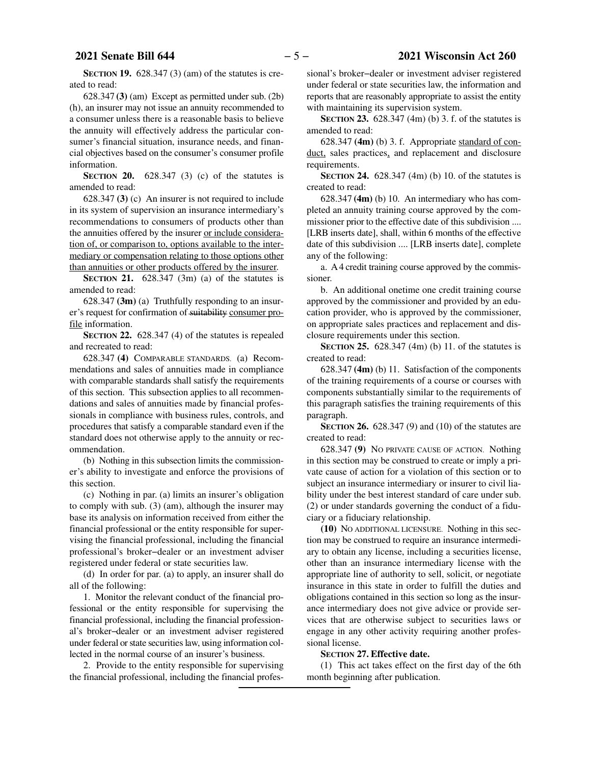**SECTION 19.** 628.347 (3) (am) of the statutes is created to read:

628.347 **(3)** (am) Except as permitted under sub. (2b) (h), an insurer may not issue an annuity recommended to a consumer unless there is a reasonable basis to believe the annuity will effectively address the particular consumer's financial situation, insurance needs, and financial objectives based on the consumer's consumer profile information.

**SECTION 20.** 628.347 (3) (c) of the statutes is amended to read:

628.347 **(3)** (c) An insurer is not required to include in its system of supervision an insurance intermediary's recommendations to consumers of products other than the annuities offered by the insurer or include consideration of, or comparison to, options available to the intermediary or compensation relating to those options other than annuities or other products offered by the insurer.

**SECTION 21.** 628.347 (3m) (a) of the statutes is amended to read:

628.347 **(3m)** (a) Truthfully responding to an insurer's request for confirmation of ~~suitability~~ consumer profile information.

**SECTION 22.** 628.347 (4) of the statutes is repealed and recreated to read:

628.347 **(4)** COMPARABLE STANDARDS. (a) Recommendations and sales of annuities made in compliance with comparable standards shall satisfy the requirements of this section. This subsection applies to all recommendations and sales of annuities made by financial professionals in compliance with business rules, controls, and procedures that satisfy a comparable standard even if the standard does not otherwise apply to the annuity or recommendation.

(b) Nothing in this subsection limits the commissioner's ability to investigate and enforce the provisions of this section.

(c) Nothing in par. (a) limits an insurer's obligation to comply with sub. (3) (am), although the insurer may base its analysis on information received from either the financial professional or the entity responsible for supervising the financial professional, including the financial professional's broker–dealer or an investment adviser registered under federal or state securities law.

(d) In order for par. (a) to apply, an insurer shall do all of the following:

1. Monitor the relevant conduct of the financial professional or the entity responsible for supervising the financial professional, including the financial professional's broker–dealer or an investment adviser registered under federal or state securities law, using information collected in the normal course of an insurer's business.

2. Provide to the entity responsible for supervising the financial professional, including the financial professional's broker–dealer or investment adviser registered under federal or state securities law, the information and reports that are reasonably appropriate to assist the entity with maintaining its supervision system.

**SECTION 23.** 628.347 (4m) (b) 3. f. of the statutes is amended to read:

628.347 **(4m)** (b) 3. f. Appropriate standard of conduct, sales practices, and replacement and disclosure requirements.

**SECTION 24.** 628.347 (4m) (b) 10. of the statutes is created to read:

628.347 **(4m)** (b) 10. An intermediary who has completed an annuity training course approved by the commissioner prior to the effective date of this subdivision .... [LRB inserts date], shall, within 6 months of the effective date of this subdivision .... [LRB inserts date], complete any of the following:

a. A 4 credit training course approved by the commissioner.

b. An additional onetime one credit training course approved by the commissioner and provided by an education provider, who is approved by the commissioner, on appropriate sales practices and replacement and disclosure requirements under this section.

**SECTION 25.** 628.347 (4m) (b) 11. of the statutes is created to read:

628.347 **(4m)** (b) 11. Satisfaction of the components of the training requirements of a course or courses with components substantially similar to the requirements of this paragraph satisfies the training requirements of this paragraph.

**SECTION 26.** 628.347 (9) and (10) of the statutes are created to read:

628.347 **(9)** NO PRIVATE CAUSE OF ACTION. Nothing in this section may be construed to create or imply a private cause of action for a violation of this section or to subject an insurance intermediary or insurer to civil liability under the best interest standard of care under sub. (2) or under standards governing the conduct of a fiduciary or a fiduciary relationship.

**(10)** NO ADDITIONAL LICENSURE. Nothing in this section may be construed to require an insurance intermediary to obtain any license, including a securities license, other than an insurance intermediary license with the appropriate line of authority to sell, solicit, or negotiate insurance in this state in order to fulfill the duties and obligations contained in this section so long as the insurance intermediary does not give advice or provide services that are otherwise subject to securities laws or engage in any other activity requiring another professional license.

**SECTION 27. Effective date.**

(1) This act takes effect on the first day of the 6th month beginning after publication.